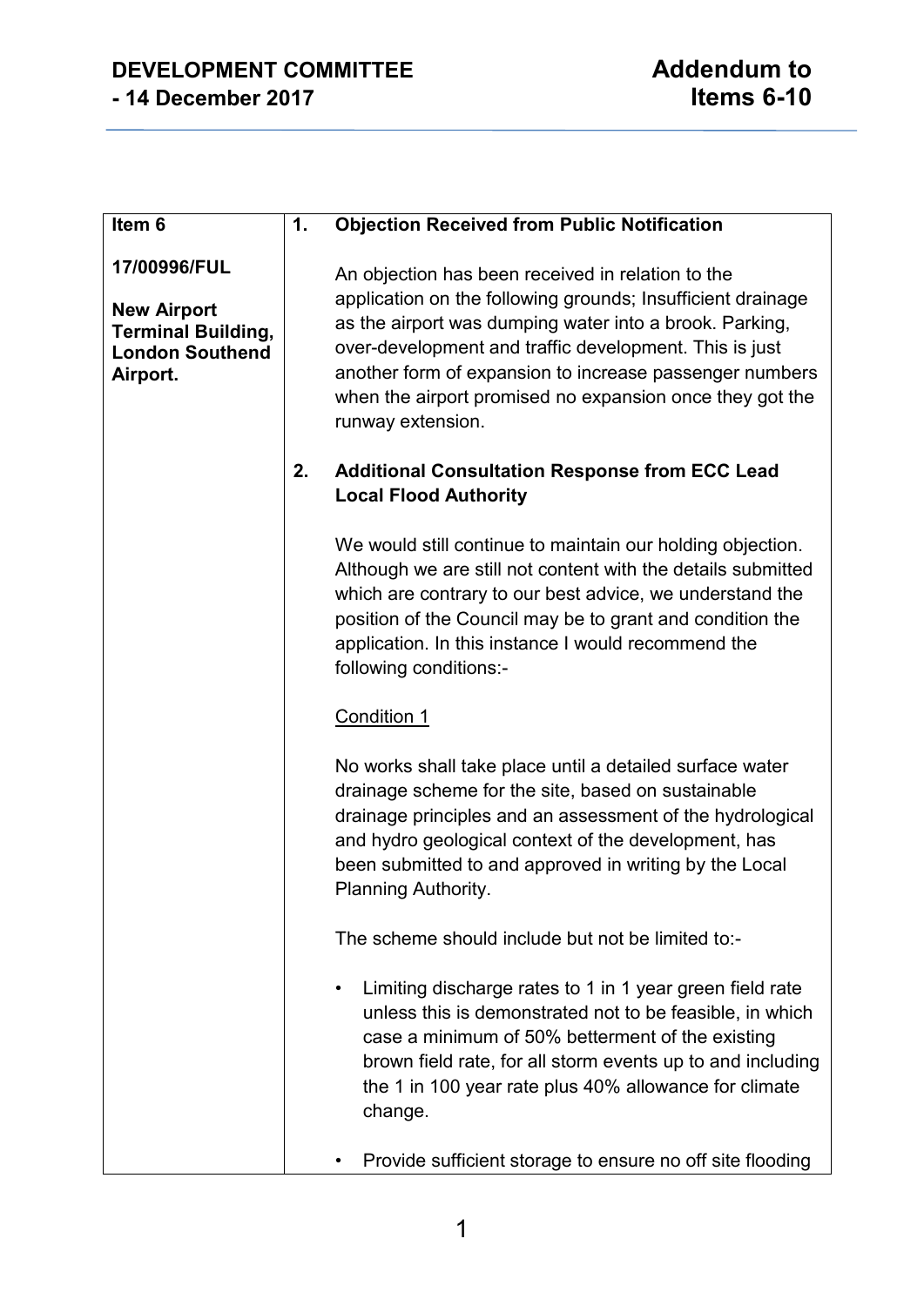# DEVELOPMENT COMMITTEE - 14 December 2017

# Addendum to Items 6-10

| Item 6<br><br>**17/00996/FUL**<br><br>**New Airport Terminal Building, London Southend Airport.** | |
|---|---|
| | **1. Objection Received from Public Notification**<br><br>An objection has been received in relation to the application on the following grounds; Insufficient drainage as the airport was dumping water into a brook. Parking, over-development and traffic development. This is just another form of expansion to increase passenger numbers when the airport promised no expansion once they got the runway extension.<br><br>**2. Additional Consultation Response from ECC Lead Local Flood Authority**<br><br>We would still continue to maintain our holding objection. Although we are still not content with the details submitted which are contrary to our best advice, we understand the position of the Council may be to grant and condition the application. In this instance I would recommend the following conditions:-<br><br>Condition 1<br><br>No works shall take place until a detailed surface water drainage scheme for the site, based on sustainable drainage principles and an assessment of the hydrological and hydro geological context of the development, has been submitted to and approved in writing by the Local Planning Authority.<br><br>The scheme should include but not be limited to:-<br><br>• Limiting discharge rates to 1 in 1 year green field rate unless this is demonstrated not to be feasible, in which case a minimum of 50% betterment of the existing brown field rate, for all storm events up to and including the 1 in 100 year rate plus 40% allowance for climate change.<br><br>• Provide sufficient storage to ensure no off site flooding |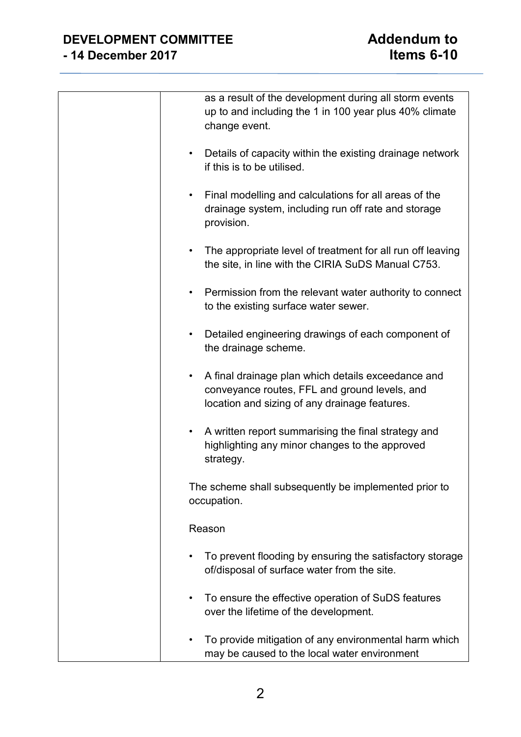| | as a result of the development during all storm events up to and including the 1 in 100 year plus 40% climate change event.<br><br>• Details of capacity within the existing drainage network if this is to be utilised.<br><br>• Final modelling and calculations for all areas of the drainage system, including run off rate and storage provision.<br><br>• The appropriate level of treatment for all run off leaving the site, in line with the CIRIA SuDS Manual C753.<br><br>• Permission from the relevant water authority to connect to the existing surface water sewer.<br><br>• Detailed engineering drawings of each component of the drainage scheme.<br><br>• A final drainage plan which details exceedance and conveyance routes, FFL and ground levels, and location and sizing of any drainage features.<br><br>• A written report summarising the final strategy and highlighting any minor changes to the approved strategy.<br><br>The scheme shall subsequently be implemented prior to occupation.<br><br>Reason<br><br>• To prevent flooding by ensuring the satisfactory storage of/disposal of surface water from the site.<br><br>• To ensure the effective operation of SuDS features over the lifetime of the development.<br><br>• To provide mitigation of any environmental harm which may be caused to the local water environment |
|---|---|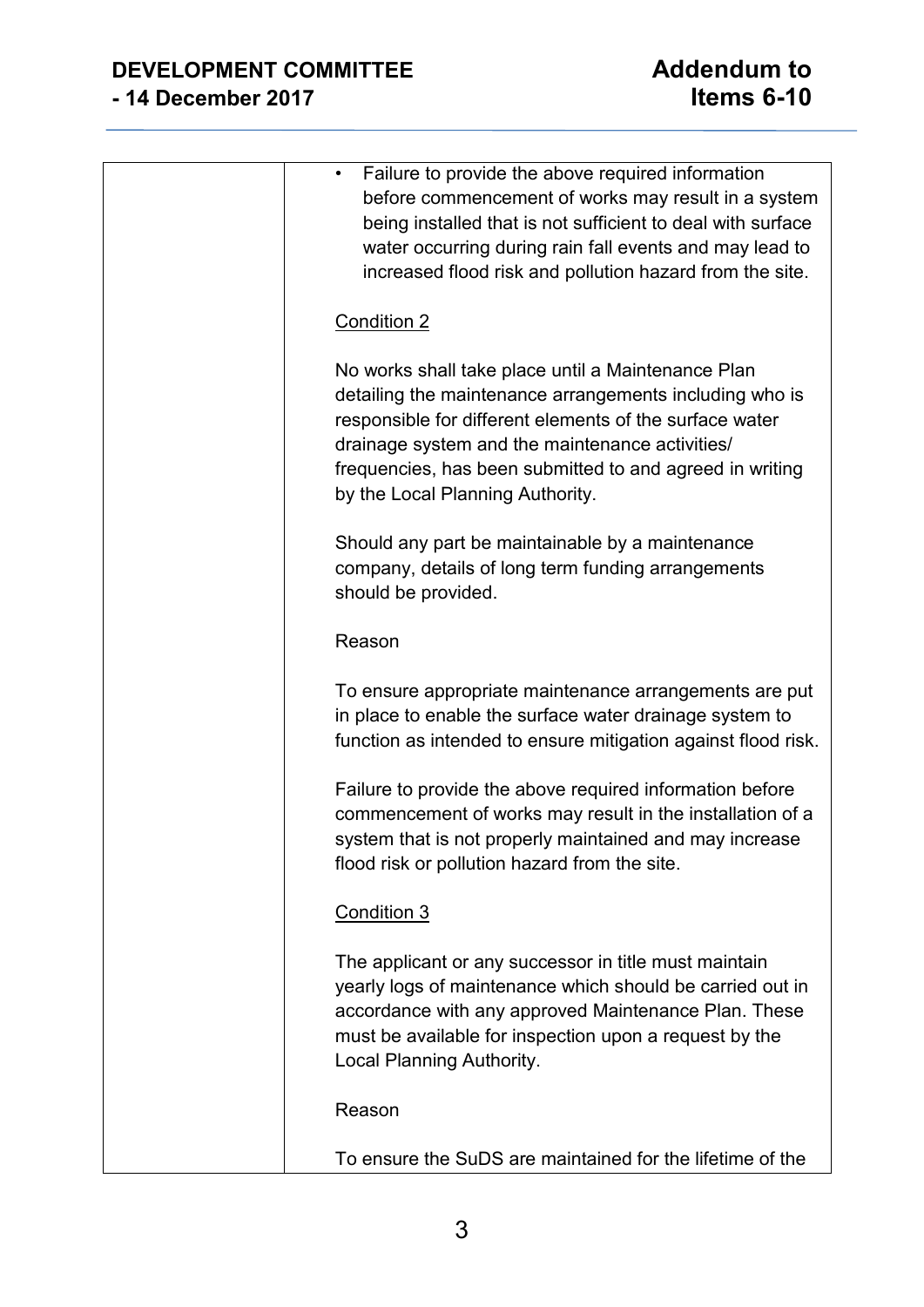| | • Failure to provide the above required information before commencement of works may result in a system being installed that is not sufficient to deal with surface water occurring during rain fall events and may lead to increased flood risk and pollution hazard from the site.<br><br><u>Condition 2</u><br><br>No works shall take place until a Maintenance Plan detailing the maintenance arrangements including who is responsible for different elements of the surface water drainage system and the maintenance activities/ frequencies, has been submitted to and agreed in writing by the Local Planning Authority.<br><br>Should any part be maintainable by a maintenance company, details of long term funding arrangements should be provided.<br><br>Reason<br><br>To ensure appropriate maintenance arrangements are put in place to enable the surface water drainage system to function as intended to ensure mitigation against flood risk.<br><br>Failure to provide the above required information before commencement of works may result in the installation of a system that is not properly maintained and may increase flood risk or pollution hazard from the site.<br><br><u>Condition 3</u><br><br>The applicant or any successor in title must maintain yearly logs of maintenance which should be carried out in accordance with any approved Maintenance Plan. These must be available for inspection upon a request by the Local Planning Authority.<br><br>Reason<br><br>To ensure the SuDS are maintained for the lifetime of the |
|---|---|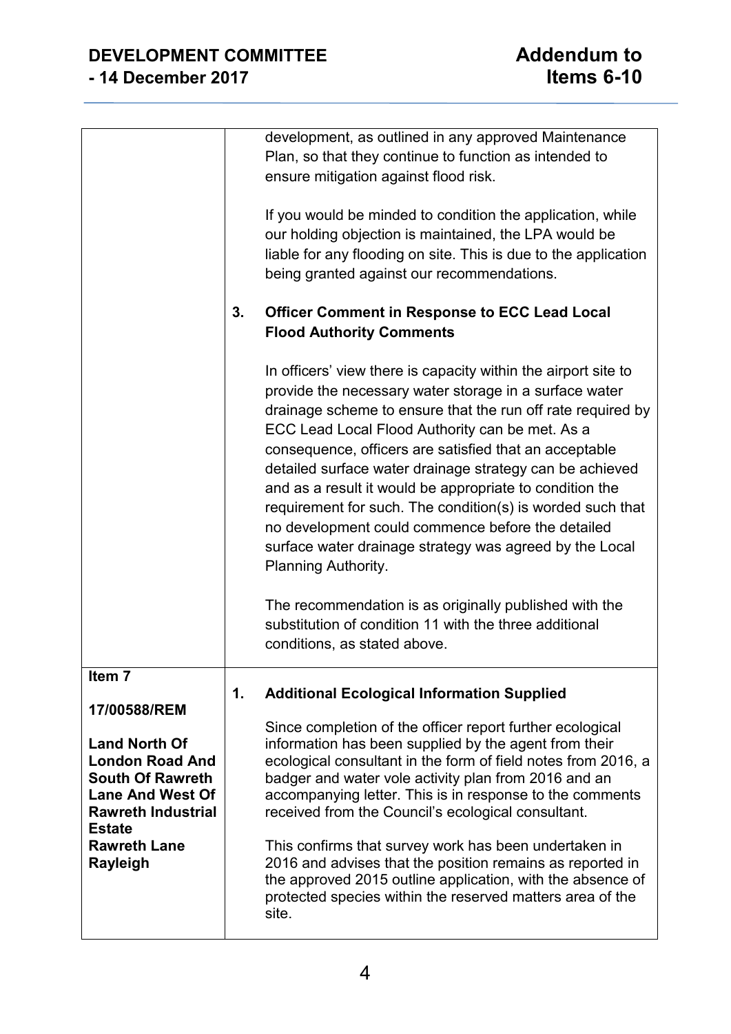| | |
|---|---|
| | development, as outlined in any approved Maintenance Plan, so that they continue to function as intended to ensure mitigation against flood risk.<br><br>If you would be minded to condition the application, while our holding objection is maintained, the LPA would be liable for any flooding on site. This is due to the application being granted against our recommendations.<br><br>**3. Officer Comment in Response to ECC Lead Local Flood Authority Comments**<br><br>In officers' view there is capacity within the airport site to provide the necessary water storage in a surface water drainage scheme to ensure that the run off rate required by ECC Lead Local Flood Authority can be met. As a consequence, officers are satisfied that an acceptable detailed surface water drainage strategy can be achieved and as a result it would be appropriate to condition the requirement for such. The condition(s) is worded such that no development could commence before the detailed surface water drainage strategy was agreed by the Local Planning Authority.<br><br>The recommendation is as originally published with the substitution of condition 11 with the three additional conditions, as stated above. |
| **Item 7**<br><br>**17/00588/REM**<br><br>**Land North Of London Road And South Of Rawreth Lane And West Of Rawreth Industrial Estate Rawreth Lane Rayleigh** | **1. Additional Ecological Information Supplied**<br><br>Since completion of the officer report further ecological information has been supplied by the agent from their ecological consultant in the form of field notes from 2016, a badger and water vole activity plan from 2016 and an accompanying letter. This is in response to the comments received from the Council's ecological consultant.<br><br>This confirms that survey work has been undertaken in 2016 and advises that the position remains as reported in the approved 2015 outline application, with the absence of protected species within the reserved matters area of the site. |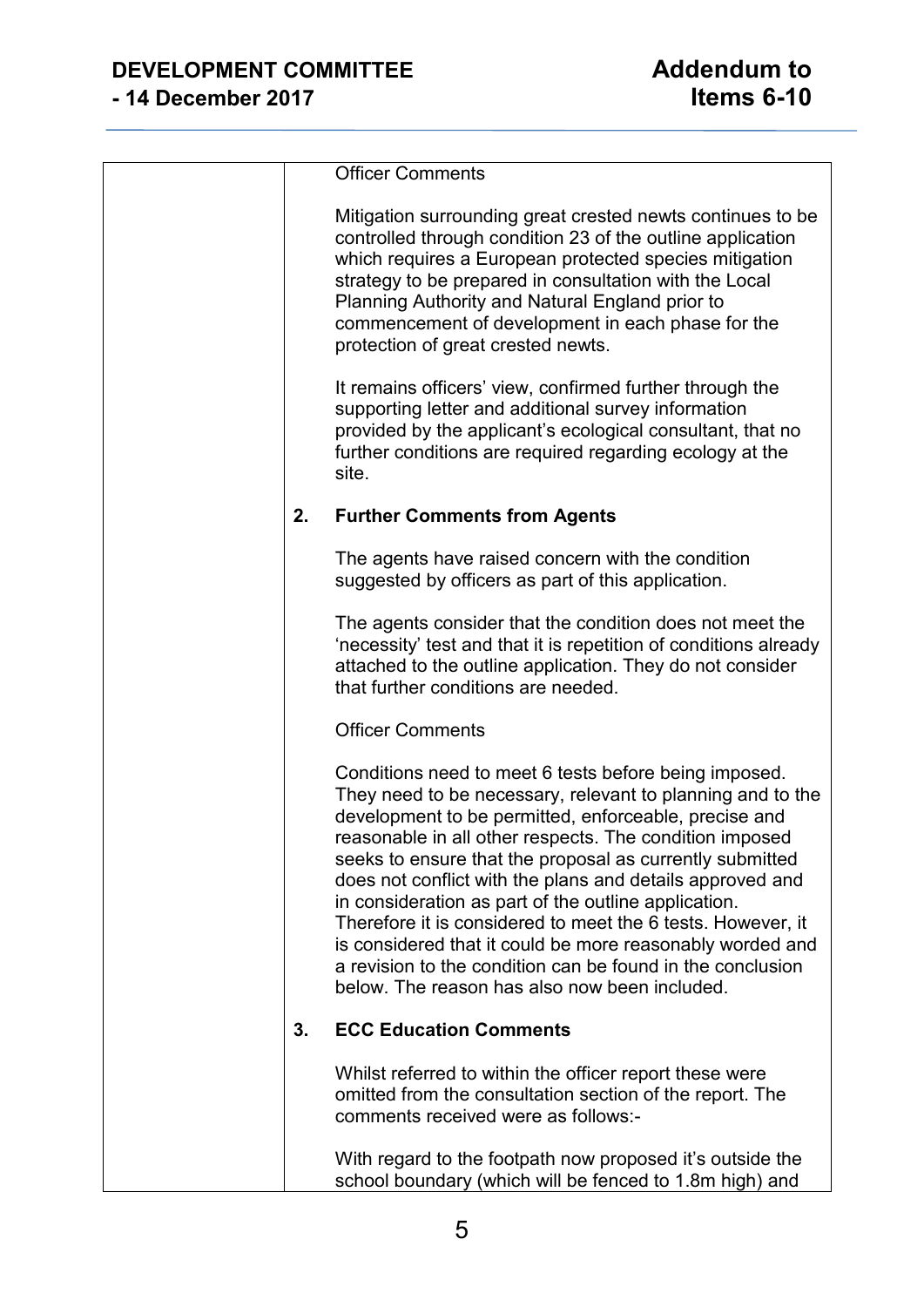Officer Comments

Mitigation surrounding great crested newts continues to be controlled through condition 23 of the outline application which requires a European protected species mitigation strategy to be prepared in consultation with the Local Planning Authority and Natural England prior to commencement of development in each phase for the protection of great crested newts.

It remains officers' view, confirmed further through the supporting letter and additional survey information provided by the applicant's ecological consultant, that no further conditions are required regarding ecology at the site.

**2. Further Comments from Agents**

The agents have raised concern with the condition suggested by officers as part of this application.

The agents consider that the condition does not meet the 'necessity' test and that it is repetition of conditions already attached to the outline application. They do not consider that further conditions are needed.

Officer Comments

Conditions need to meet 6 tests before being imposed. They need to be necessary, relevant to planning and to the development to be permitted, enforceable, precise and reasonable in all other respects. The condition imposed seeks to ensure that the proposal as currently submitted does not conflict with the plans and details approved and in consideration as part of the outline application. Therefore it is considered to meet the 6 tests. However, it is considered that it could be more reasonably worded and a revision to the condition can be found in the conclusion below. The reason has also now been included.

**3. ECC Education Comments**

Whilst referred to within the officer report these were omitted from the consultation section of the report. The comments received were as follows:-

With regard to the footpath now proposed it's outside the school boundary (which will be fenced to 1.8m high) and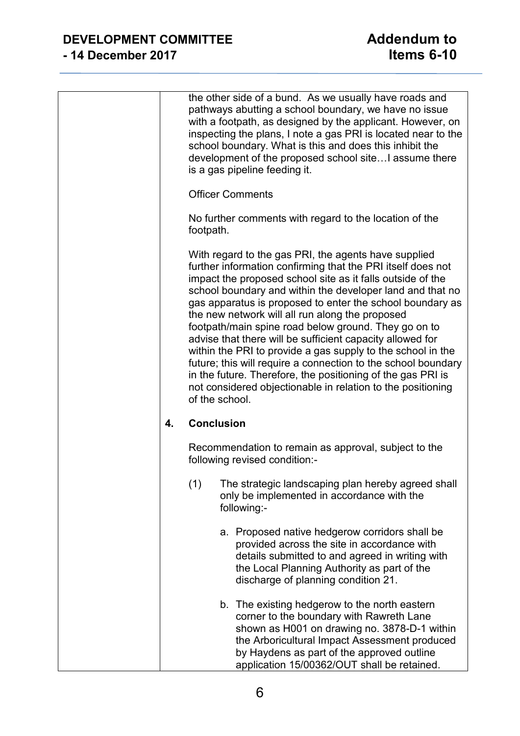the other side of a bund. As we usually have roads and pathways abutting a school boundary, we have no issue with a footpath, as designed by the applicant. However, on inspecting the plans, I note a gas PRI is located near to the school boundary. What is this and does this inhibit the development of the proposed school site…I assume there is a gas pipeline feeding it.

Officer Comments

No further comments with regard to the location of the footpath.

With regard to the gas PRI, the agents have supplied further information confirming that the PRI itself does not impact the proposed school site as it falls outside of the school boundary and within the developer land and that no gas apparatus is proposed to enter the school boundary as the new network will all run along the proposed footpath/main spine road below ground. They go on to advise that there will be sufficient capacity allowed for within the PRI to provide a gas supply to the school in the future; this will require a connection to the school boundary in the future. Therefore, the positioning of the gas PRI is not considered objectionable in relation to the positioning of the school.

**4. Conclusion**

Recommendation to remain as approval, subject to the following revised condition:-

(1) The strategic landscaping plan hereby agreed shall only be implemented in accordance with the following:-

a. Proposed native hedgerow corridors shall be provided across the site in accordance with details submitted to and agreed in writing with the Local Planning Authority as part of the discharge of planning condition 21.

b. The existing hedgerow to the north eastern corner to the boundary with Rawreth Lane shown as H001 on drawing no. 3878-D-1 within the Arboricultural Impact Assessment produced by Haydens as part of the approved outline application 15/00362/OUT shall be retained.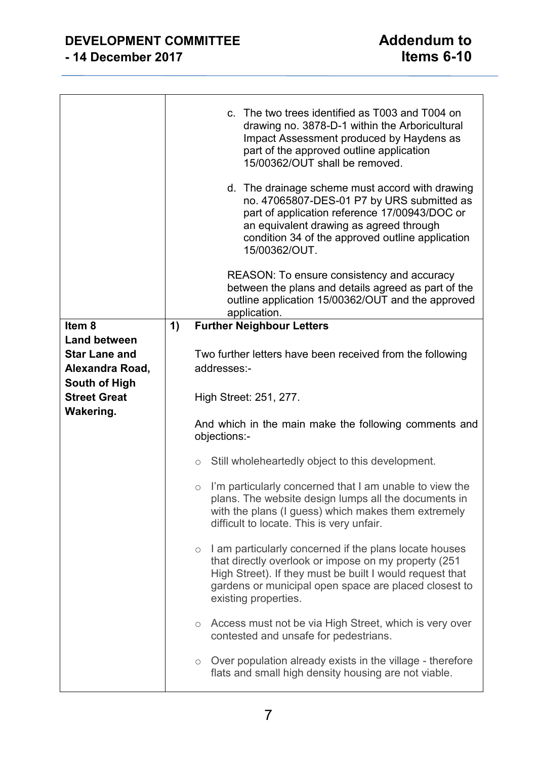| | |
|---|---|
| | c. The two trees identified as T003 and T004 on drawing no. 3878-D-1 within the Arboricultural Impact Assessment produced by Haydens as part of the approved outline application 15/00362/OUT shall be removed.<br><br>d. The drainage scheme must accord with drawing no. 47065807-DES-01 P7 by URS submitted as part of application reference 17/00943/DOC or an equivalent drawing as agreed through condition 34 of the approved outline application 15/00362/OUT.<br><br>REASON: To ensure consistency and accuracy between the plans and details agreed as part of the outline application 15/00362/OUT and the approved application. |
| **Item 8**<br>**Land between Star Lane and Alexandra Road, South of High Street Great Wakering.** | **1) Further Neighbour Letters**<br><br>Two further letters have been received from the following addresses:-<br><br>High Street: 251, 277.<br><br>And which in the main make the following comments and objections:-<br><br>○ Still wholeheartedly object to this development.<br><br>○ I'm particularly concerned that I am unable to view the plans. The website design lumps all the documents in with the plans (I guess) which makes them extremely difficult to locate. This is very unfair.<br><br>○ I am particularly concerned if the plans locate houses that directly overlook or impose on my property (251 High Street). If they must be built I would request that gardens or municipal open space are placed closest to existing properties.<br><br>○ Access must not be via High Street, which is very over contested and unsafe for pedestrians.<br><br>○ Over population already exists in the village - therefore flats and small high density housing are not viable. |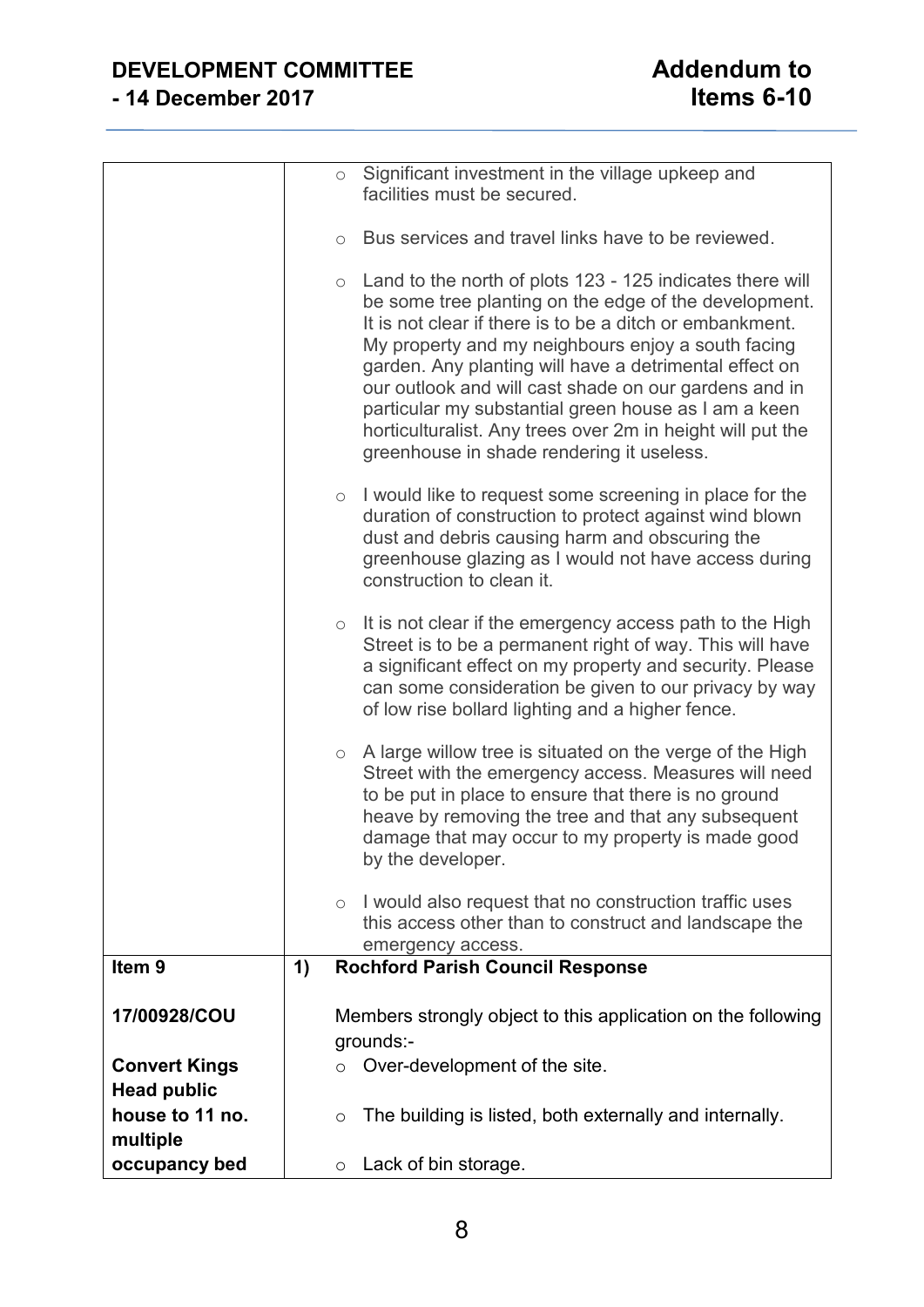| | |
|---|---|
| | ○ Significant investment in the village upkeep and facilities must be secured.<br><br>○ Bus services and travel links have to be reviewed.<br><br>○ Land to the north of plots 123 - 125 indicates there will be some tree planting on the edge of the development. It is not clear if there is to be a ditch or embankment. My property and my neighbours enjoy a south facing garden. Any planting will have a detrimental effect on our outlook and will cast shade on our gardens and in particular my substantial green house as I am a keen horticulturalist. Any trees over 2m in height will put the greenhouse in shade rendering it useless.<br><br>○ I would like to request some screening in place for the duration of construction to protect against wind blown dust and debris causing harm and obscuring the greenhouse glazing as I would not have access during construction to clean it.<br><br>○ It is not clear if the emergency access path to the High Street is to be a permanent right of way. This will have a significant effect on my property and security. Please can some consideration be given to our privacy by way of low rise bollard lighting and a higher fence.<br><br>○ A large willow tree is situated on the verge of the High Street with the emergency access. Measures will need to be put in place to ensure that there is no ground heave by removing the tree and that any subsequent damage that may occur to my property is made good by the developer.<br><br>○ I would also request that no construction traffic uses this access other than to construct and landscape the emergency access. |
| **Item 9**<br><br>**17/00928/COU**<br><br>**Convert Kings Head public house to 11 no. multiple occupancy bed** | **1) Rochford Parish Council Response**<br><br>Members strongly object to this application on the following grounds:-<br><br>○ Over-development of the site.<br><br>○ The building is listed, both externally and internally.<br><br>○ Lack of bin storage. |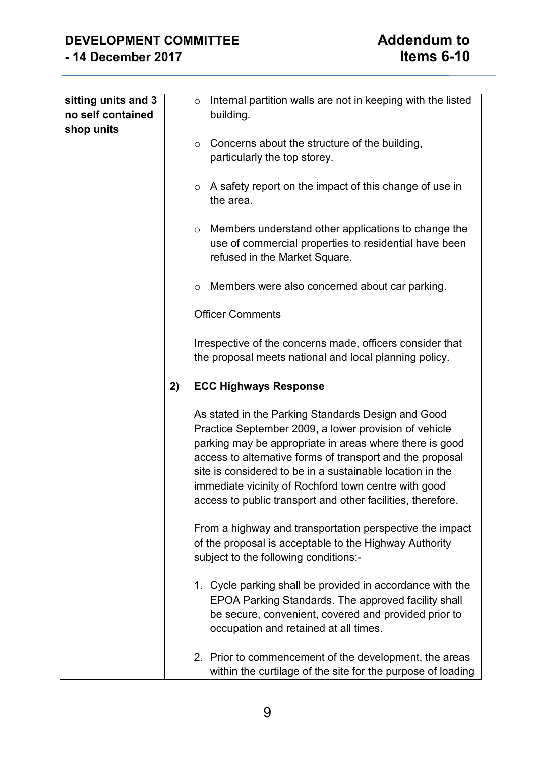| sitting units and 3 no self contained shop units | <ul><li>Internal partition walls are not in keeping with the listed building.</li><li>Concerns about the structure of the building, particularly the top storey.</li><li>A safety report on the impact of this change of use in the area.</li><li>Members understand other applications to change the use of commercial properties to residential have been refused in the Market Square.</li><li>Members were also concerned about car parking.</li></ul>Officer Comments<br><br>Irrespective of the concerns made, officers consider that the proposal meets national and local planning policy.<br><br>**2) ECC Highways Response**<br><br>As stated in the Parking Standards Design and Good Practice September 2009, a lower provision of vehicle parking may be appropriate in areas where there is good access to alternative forms of transport and the proposal site is considered to be in a sustainable location in the immediate vicinity of Rochford town centre with good access to public transport and other facilities, therefore.<br><br>From a highway and transportation perspective the impact of the proposal is acceptable to the Highway Authority subject to the following conditions:-<br><br>1. Cycle parking shall be provided in accordance with the EPOA Parking Standards. The approved facility shall be secure, convenient, covered and provided prior to occupation and retained at all times.<br><br>2. Prior to commencement of the development, the areas within the curtilage of the site for the purpose of loading |
|---|---|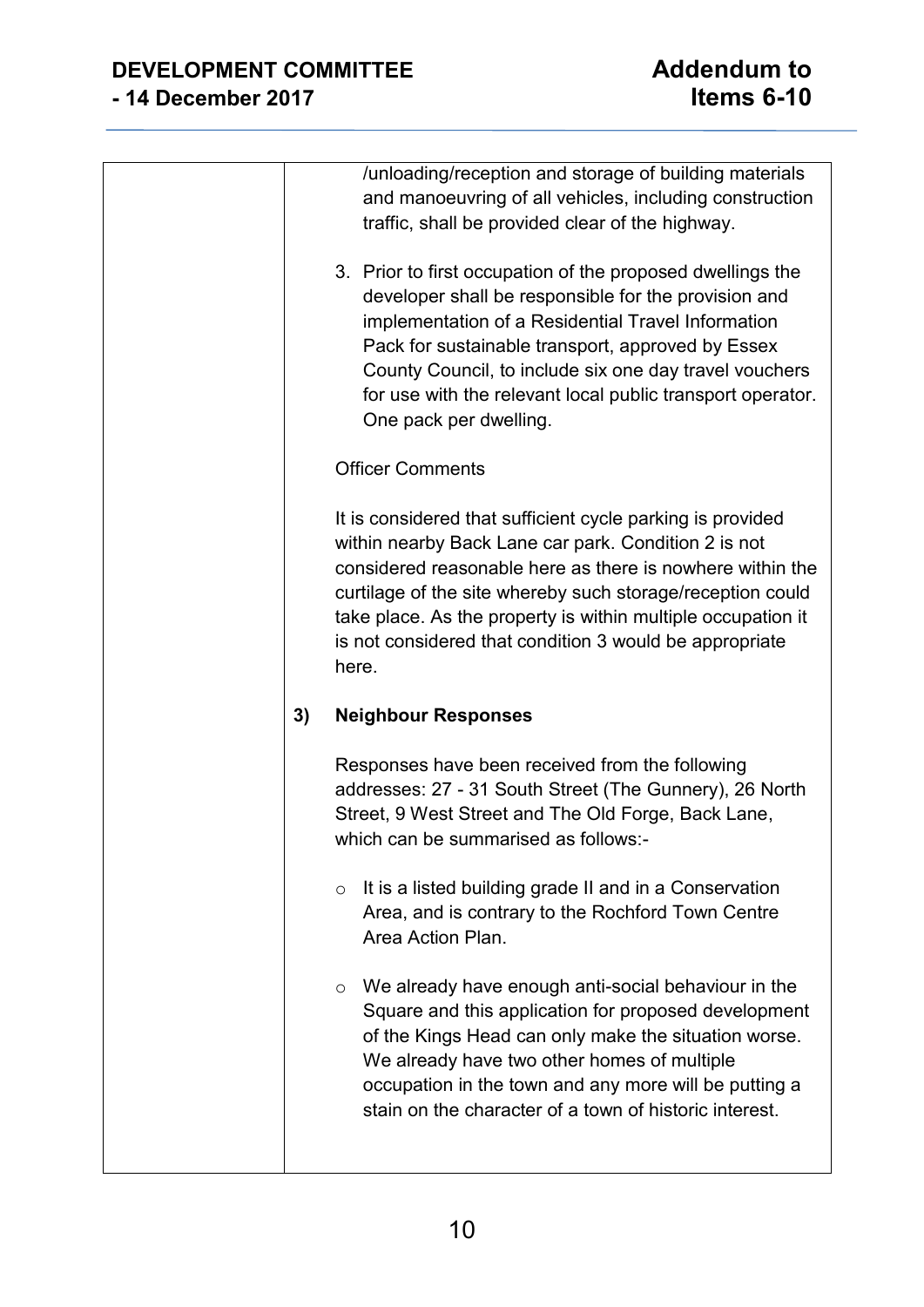/unloading/reception and storage of building materials and manoeuvring of all vehicles, including construction traffic, shall be provided clear of the highway.

3. Prior to first occupation of the proposed dwellings the developer shall be responsible for the provision and implementation of a Residential Travel Information Pack for sustainable transport, approved by Essex County Council, to include six one day travel vouchers for use with the relevant local public transport operator. One pack per dwelling.

Officer Comments

It is considered that sufficient cycle parking is provided within nearby Back Lane car park. Condition 2 is not considered reasonable here as there is nowhere within the curtilage of the site whereby such storage/reception could take place. As the property is within multiple occupation it is not considered that condition 3 would be appropriate here.

**3) Neighbour Responses**

Responses have been received from the following addresses: 27 - 31 South Street (The Gunnery), 26 North Street, 9 West Street and The Old Forge, Back Lane, which can be summarised as follows:-

- It is a listed building grade II and in a Conservation Area, and is contrary to the Rochford Town Centre Area Action Plan.

- We already have enough anti-social behaviour in the Square and this application for proposed development of the Kings Head can only make the situation worse. We already have two other homes of multiple occupation in the town and any more will be putting a stain on the character of a town of historic interest.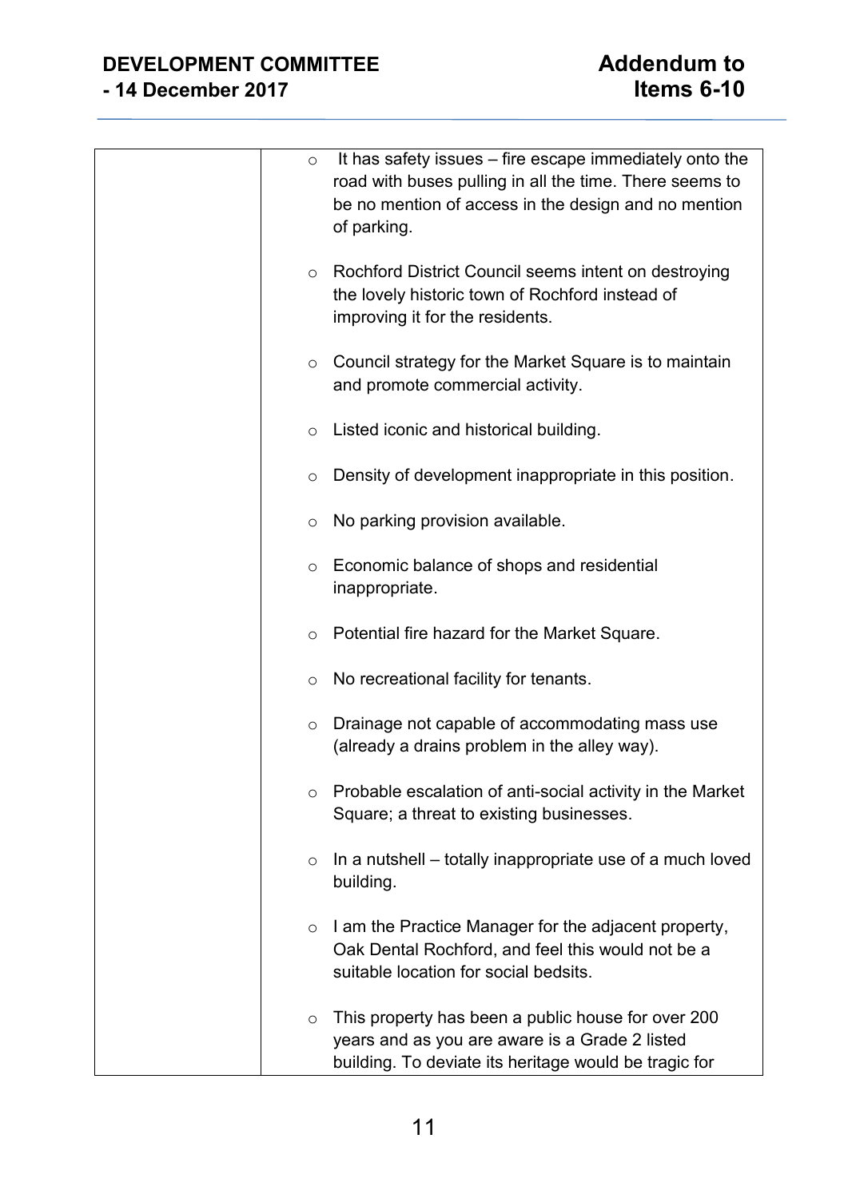| | |
|---|---|
| | ○ It has safety issues – fire escape immediately onto the road with buses pulling in all the time. There seems to be no mention of access in the design and no mention of parking.<br><br>○ Rochford District Council seems intent on destroying the lovely historic town of Rochford instead of improving it for the residents.<br><br>○ Council strategy for the Market Square is to maintain and promote commercial activity.<br><br>○ Listed iconic and historical building.<br><br>○ Density of development inappropriate in this position.<br><br>○ No parking provision available.<br><br>○ Economic balance of shops and residential inappropriate.<br><br>○ Potential fire hazard for the Market Square.<br><br>○ No recreational facility for tenants.<br><br>○ Drainage not capable of accommodating mass use (already a drains problem in the alley way).<br><br>○ Probable escalation of anti-social activity in the Market Square; a threat to existing businesses.<br><br>○ In a nutshell – totally inappropriate use of a much loved building.<br><br>○ I am the Practice Manager for the adjacent property, Oak Dental Rochford, and feel this would not be a suitable location for social bedsits.<br><br>○ This property has been a public house for over 200 years and as you are aware is a Grade 2 listed building. To deviate its heritage would be tragic for |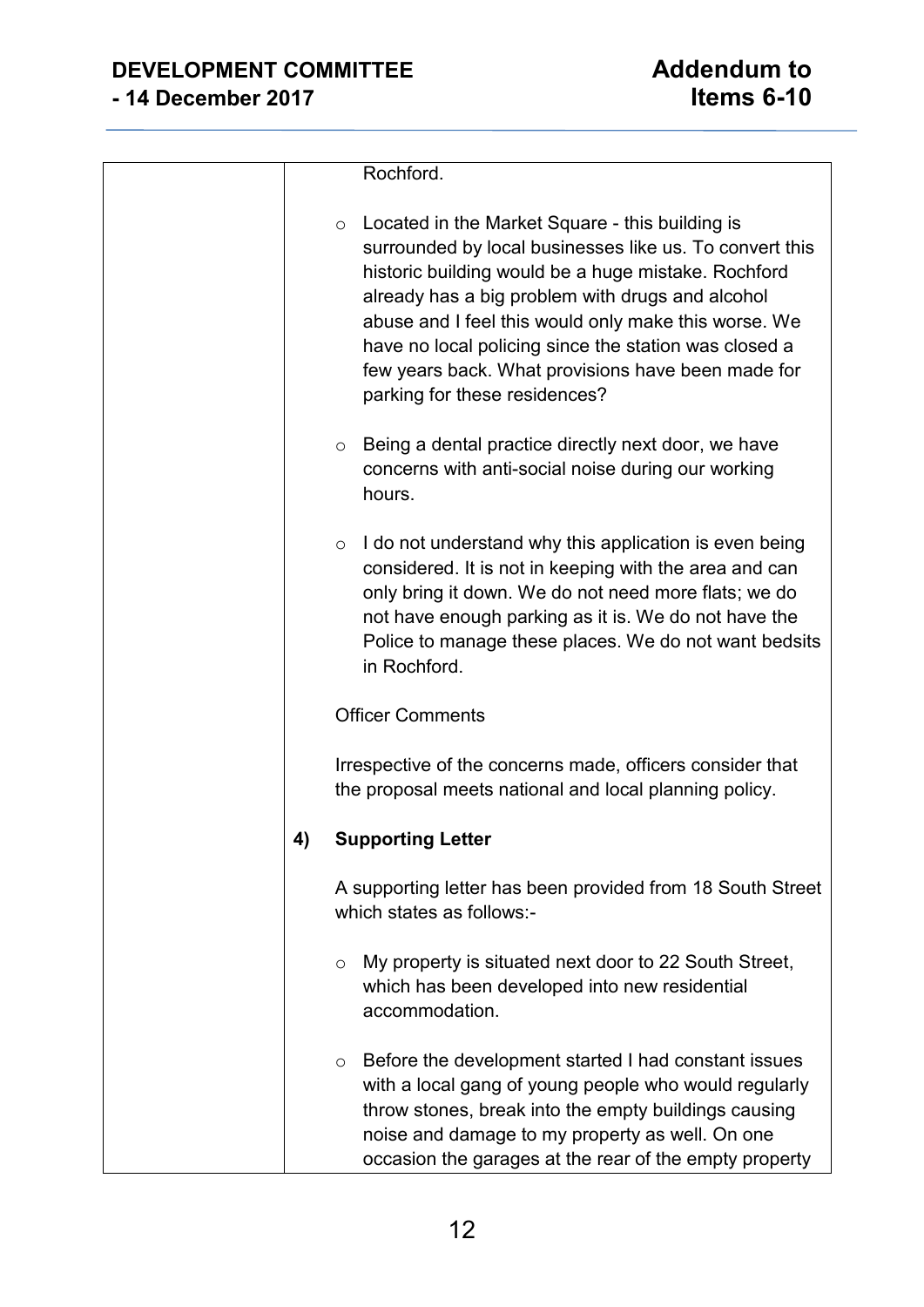Rochford.

- Located in the Market Square - this building is surrounded by local businesses like us. To convert this historic building would be a huge mistake. Rochford already has a big problem with drugs and alcohol abuse and I feel this would only make this worse. We have no local policing since the station was closed a few years back. What provisions have been made for parking for these residences?

- Being a dental practice directly next door, we have concerns with anti-social noise during our working hours.

- I do not understand why this application is even being considered. It is not in keeping with the area and can only bring it down. We do not need more flats; we do not have enough parking as it is. We do not have the Police to manage these places. We do not want bedsits in Rochford.

Officer Comments

Irrespective of the concerns made, officers consider that the proposal meets national and local planning policy.

**4) Supporting Letter**

A supporting letter has been provided from 18 South Street which states as follows:-

- My property is situated next door to 22 South Street, which has been developed into new residential accommodation.

- Before the development started I had constant issues with a local gang of young people who would regularly throw stones, break into the empty buildings causing noise and damage to my property as well. On one occasion the garages at the rear of the empty property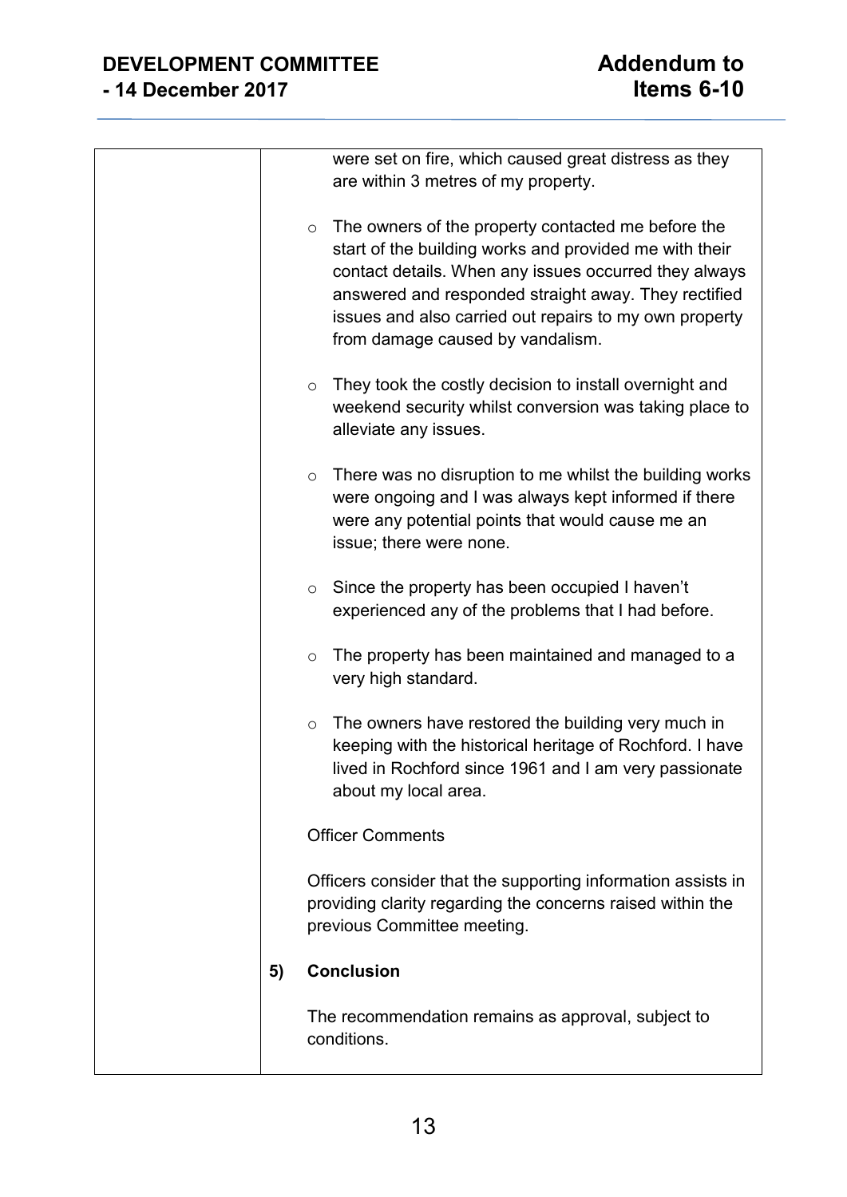were set on fire, which caused great distress as they are within 3 metres of my property.

- The owners of the property contacted me before the start of the building works and provided me with their contact details. When any issues occurred they always answered and responded straight away. They rectified issues and also carried out repairs to my own property from damage caused by vandalism.

- They took the costly decision to install overnight and weekend security whilst conversion was taking place to alleviate any issues.

- There was no disruption to me whilst the building works were ongoing and I was always kept informed if there were any potential points that would cause me an issue; there were none.

- Since the property has been occupied I haven't experienced any of the problems that I had before.

- The property has been maintained and managed to a very high standard.

- The owners have restored the building very much in keeping with the historical heritage of Rochford. I have lived in Rochford since 1961 and I am very passionate about my local area.

Officer Comments

Officers consider that the supporting information assists in providing clarity regarding the concerns raised within the previous Committee meeting.

**5) Conclusion**

The recommendation remains as approval, subject to conditions.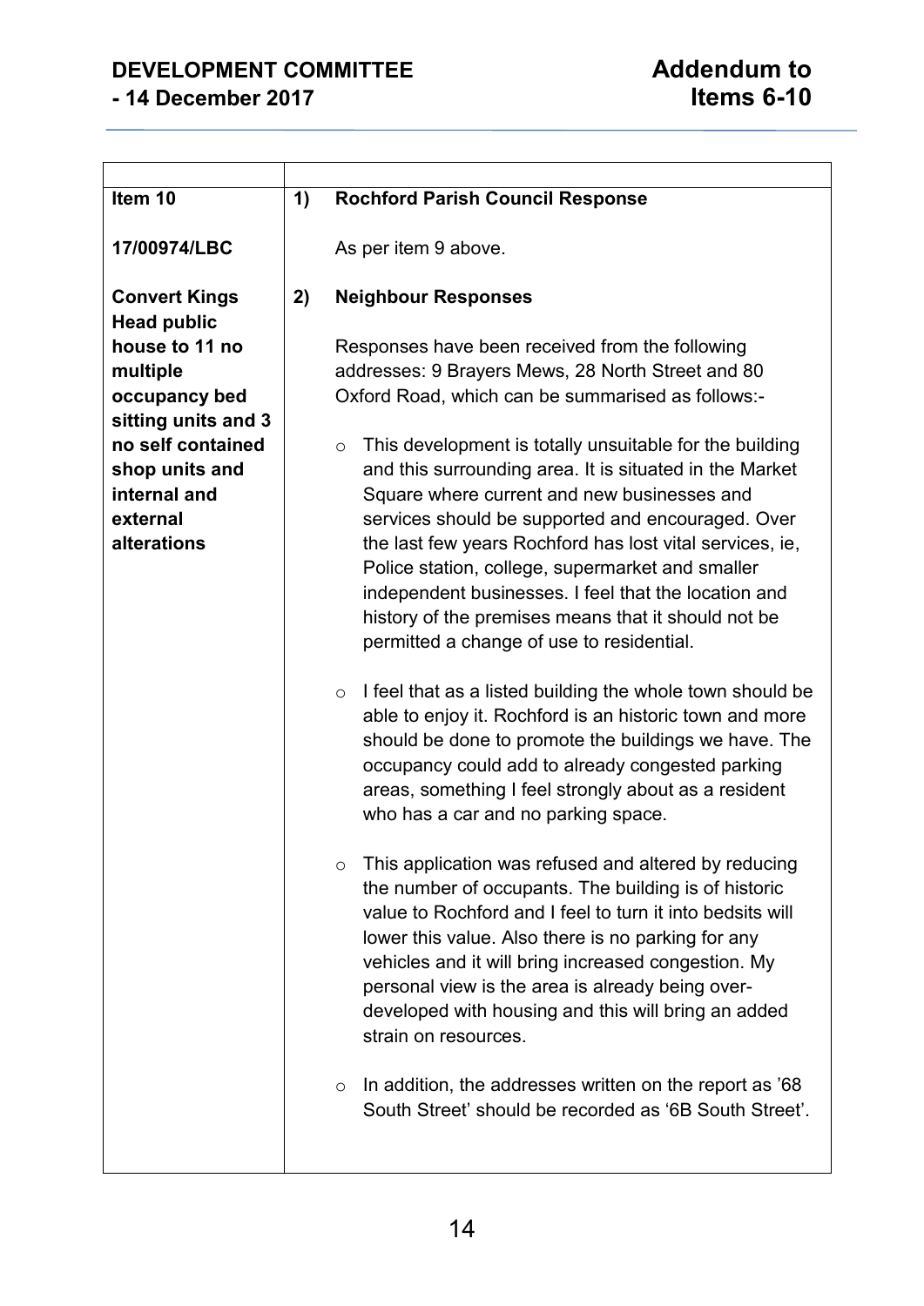**DEVELOPMENT COMMITTEE - 14 December 2017**

**Addendum to Items 6-10**

| | |
|---|---|
| **Item 10**<br><br>**17/00974/LBC**<br><br>**Convert Kings Head public house to 11 no multiple occupancy bed sitting units and 3 no self contained shop units and internal and external alterations** | **1) Rochford Parish Council Response**<br><br>As per item 9 above.<br><br>**2) Neighbour Responses**<br><br>Responses have been received from the following addresses: 9 Brayers Mews, 28 North Street and 80 Oxford Road, which can be summarised as follows:-<br><br>o This development is totally unsuitable for the building and this surrounding area. It is situated in the Market Square where current and new businesses and services should be supported and encouraged. Over the last few years Rochford has lost vital services, ie, Police station, college, supermarket and smaller independent businesses. I feel that the location and history of the premises means that it should not be permitted a change of use to residential.<br><br>o I feel that as a listed building the whole town should be able to enjoy it. Rochford is an historic town and more should be done to promote the buildings we have. The occupancy could add to already congested parking areas, something I feel strongly about as a resident who has a car and no parking space.<br><br>o This application was refused and altered by reducing the number of occupants. The building is of historic value to Rochford and I feel to turn it into bedsits will lower this value. Also there is no parking for any vehicles and it will bring increased congestion. My personal view is the area is already being over-developed with housing and this will bring an added strain on resources.<br><br>o In addition, the addresses written on the report as '68 South Street' should be recorded as '6B South Street'. |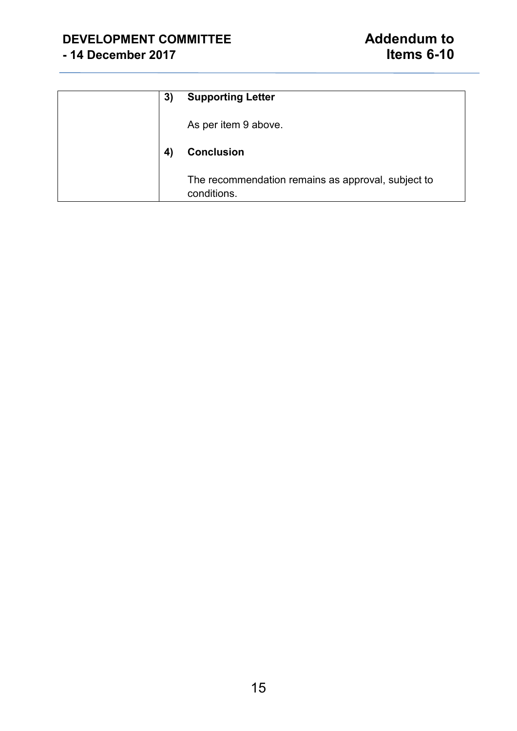| | |
|---|---|
| | **3) Supporting Letter**<br><br>As per item 9 above.<br><br>**4) Conclusion**<br><br>The recommendation remains as approval, subject to conditions. |